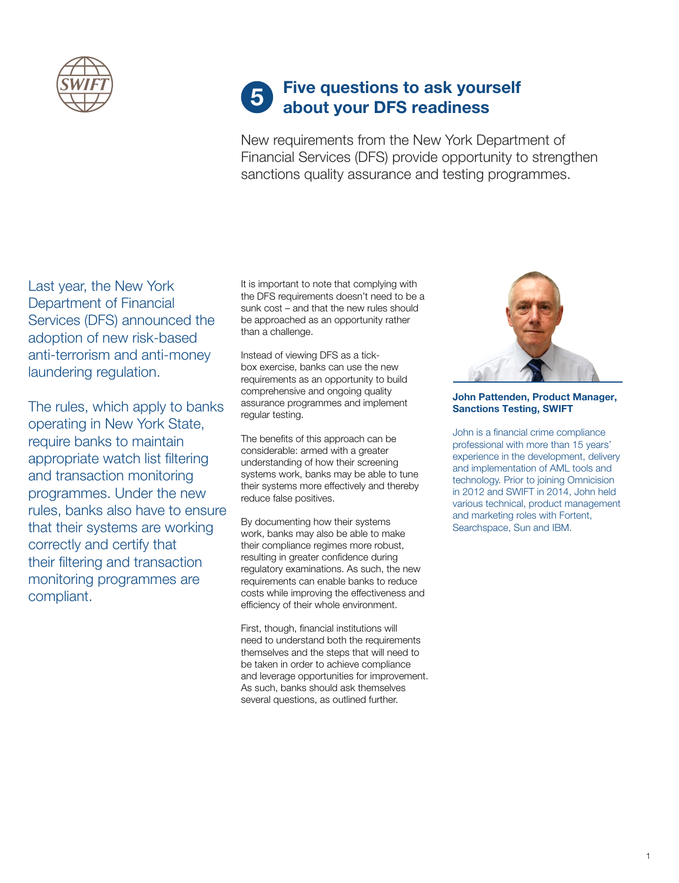# Five questions to ask yourself about your DFS readiness

New requirements from the New York Department of Financial Services (DFS) provide opportunity to strengthen sanctions quality assurance and testing programmes.

Last year, the New York Department of Financial Services (DFS) announced the adoption of new risk-based anti-terrorism and anti-money laundering regulation.

The rules, which apply to banks operating in New York State, require banks to maintain appropriate watch list filtering and transaction monitoring programmes. Under the new rules, banks also have to ensure that their systems are working correctly and certify that their filtering and transaction monitoring programmes are compliant.

It is important to note that complying with the DFS requirements doesn't need to be a sunk cost – and that the new rules should be approached as an opportunity rather than a challenge.

Instead of viewing DFS as a tick-box exercise, banks can use the new requirements as an opportunity to build comprehensive and ongoing quality assurance programmes and implement regular testing.

The benefits of this approach can be considerable: armed with a greater understanding of how their screening systems work, banks may be able to tune their systems more effectively and thereby reduce false positives.

By documenting how their systems work, banks may also be able to make their compliance regimes more robust, resulting in greater confidence during regulatory examinations. As such, the new requirements can enable banks to reduce costs while improving the effectiveness and efficiency of their whole environment.

First, though, financial institutions will need to understand both the requirements themselves and the steps that will need to be taken in order to achieve compliance and leverage opportunities for improvement. As such, banks should ask themselves several questions, as outlined further.

**John Pattenden, Product Manager, Sanctions Testing, SWIFT**

John is a financial crime compliance professional with more than 15 years' experience in the development, delivery and implementation of AML tools and technology. Prior to joining Omnicision in 2012 and SWIFT in 2014, John held various technical, product management and marketing roles with Fortent, Searchspace, Sun and IBM.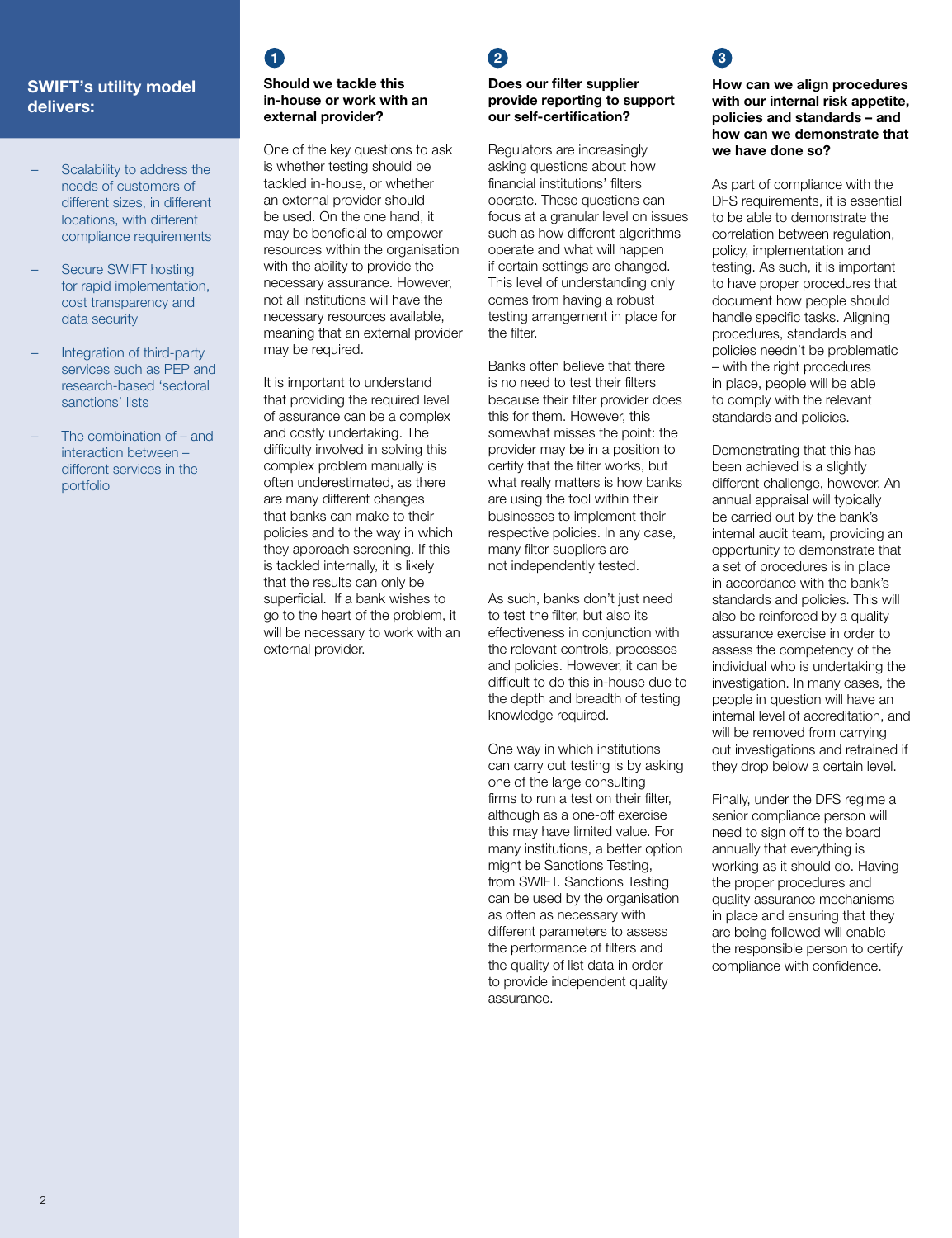## SWIFT's utility model delivers:

- Scalability to address the needs of customers of different sizes, in different locations, with different compliance requirements
- Secure SWIFT hosting for rapid implementation, cost transparency and data security
- Integration of third-party services such as PEP and research-based 'sectoral sanctions' lists
- The combination of – and interaction between – different services in the portfolio

### 1 Should we tackle this in-house or work with an external provider?

One of the key questions to ask is whether testing should be tackled in-house, or whether an external provider should be used. On the one hand, it may be beneficial to empower resources within the organisation with the ability to provide the necessary assurance. However, not all institutions will have the necessary resources available, meaning that an external provider may be required.

It is important to understand that providing the required level of assurance can be a complex and costly undertaking. The difficulty involved in solving this complex problem manually is often underestimated, as there are many different changes that banks can make to their policies and to the way in which they approach screening. If this is tackled internally, it is likely that the results can only be superficial. If a bank wishes to go to the heart of the problem, it will be necessary to work with an external provider.

### 2 Does our filter supplier provide reporting to support our self-certification?

Regulators are increasingly asking questions about how financial institutions' filters operate. These questions can focus at a granular level on issues such as how different algorithms operate and what will happen if certain settings are changed. This level of understanding only comes from having a robust testing arrangement in place for the filter.

Banks often believe that there is no need to test their filters because their filter provider does this for them. However, this somewhat misses the point: the provider may be in a position to certify that the filter works, but what really matters is how banks are using the tool within their businesses to implement their respective policies. In any case, many filter suppliers are not independently tested.

As such, banks don't just need to test the filter, but also its effectiveness in conjunction with the relevant controls, processes and policies. However, it can be difficult to do this in-house due to the depth and breadth of testing knowledge required.

One way in which institutions can carry out testing is by asking one of the large consulting firms to run a test on their filter, although as a one-off exercise this may have limited value. For many institutions, a better option might be Sanctions Testing, from SWIFT. Sanctions Testing can be used by the organisation as often as necessary with different parameters to assess the performance of filters and the quality of list data in order to provide independent quality assurance.

### 3 How can we align procedures with our internal risk appetite, policies and standards – and how can we demonstrate that we have done so?

As part of compliance with the DFS requirements, it is essential to be able to demonstrate the correlation between regulation, policy, implementation and testing. As such, it is important to have proper procedures that document how people should handle specific tasks. Aligning procedures, standards and policies needn't be problematic – with the right procedures in place, people will be able to comply with the relevant standards and policies.

Demonstrating that this has been achieved is a slightly different challenge, however. An annual appraisal will typically be carried out by the bank's internal audit team, providing an opportunity to demonstrate that a set of procedures is in place in accordance with the bank's standards and policies. This will also be reinforced by a quality assurance exercise in order to assess the competency of the individual who is undertaking the investigation. In many cases, the people in question will have an internal level of accreditation, and will be removed from carrying out investigations and retrained if they drop below a certain level.

Finally, under the DFS regime a senior compliance person will need to sign off to the board annually that everything is working as it should do. Having the proper procedures and quality assurance mechanisms in place and ensuring that they are being followed will enable the responsible person to certify compliance with confidence.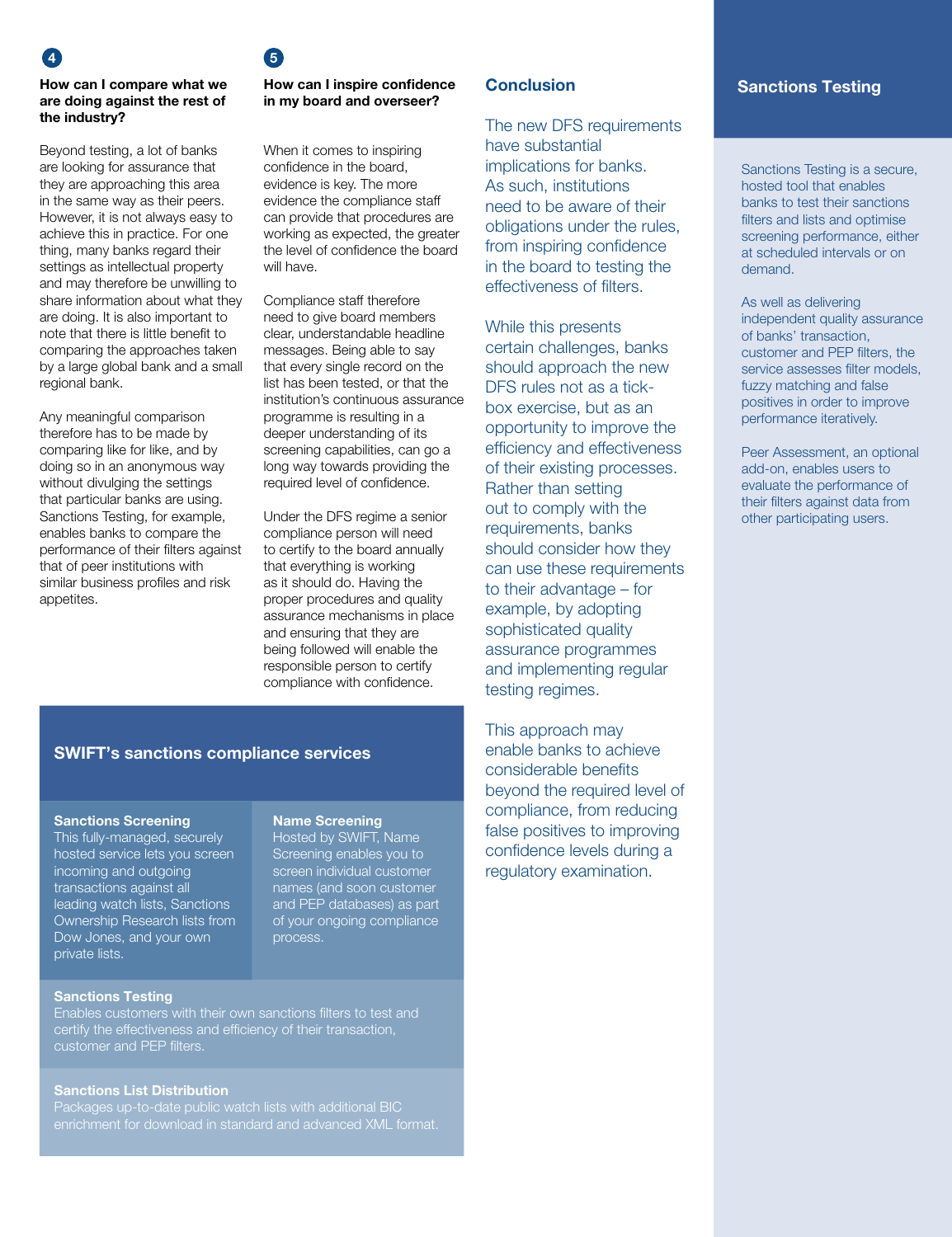### 4. How can I compare what we are doing against the rest of the industry?

Beyond testing, a lot of banks are looking for assurance that they are approaching this area in the same way as their peers. However, it is not always easy to achieve this in practice. For one thing, many banks regard their settings as intellectual property and may therefore be unwilling to share information about what they are doing. It is also important to note that there is little benefit to comparing the approaches taken by a large global bank and a small regional bank.

Any meaningful comparison therefore has to be made by comparing like for like, and by doing so in an anonymous way without divulging the settings that particular banks are using. Sanctions Testing, for example, enables banks to compare the performance of their filters against that of peer institutions with similar business profiles and risk appetites.

### 5. How can I inspire confidence in my board and overseer?

When it comes to inspiring confidence in the board, evidence is key. The more evidence the compliance staff can provide that procedures are working as expected, the greater the level of confidence the board will have.

Compliance staff therefore need to give board members clear, understandable headline messages. Being able to say that every single record on the list has been tested, or that the institution's continuous assurance programme is resulting in a deeper understanding of its screening capabilities, can go a long way towards providing the required level of confidence.

Under the DFS regime a senior compliance person will need to certify to the board annually that everything is working as it should do. Having the proper procedures and quality assurance mechanisms in place and ensuring that they are being followed will enable the responsible person to certify compliance with confidence.

## SWIFT's sanctions compliance services

**Sanctions Screening**
This fully-managed, securely hosted service lets you screen incoming and outgoing transactions against all leading watch lists, Sanctions Ownership Research lists from Dow Jones, and your own private lists.

**Name Screening**
Hosted by SWIFT, Name Screening enables you to screen individual customer names (and soon customer and PEP databases) as part of your ongoing compliance process.

**Sanctions Testing**
Enables customers with their own sanctions filters to test and certify the effectiveness and efficiency of their transaction, customer and PEP filters.

**Sanctions List Distribution**
Packages up-to-date public watch lists with additional BIC enrichment for download in standard and advanced XML format.

## Conclusion

The new DFS requirements have substantial implications for banks. As such, institutions need to be aware of their obligations under the rules, from inspiring confidence in the board to testing the effectiveness of filters.

While this presents certain challenges, banks should approach the new DFS rules not as a tick-box exercise, but as an opportunity to improve the efficiency and effectiveness of their existing processes. Rather than setting out to comply with the requirements, banks should consider how they can use these requirements to their advantage – for example, by adopting sophisticated quality assurance programmes and implementing regular testing regimes.

This approach may enable banks to achieve considerable benefits beyond the required level of compliance, from reducing false positives to improving confidence levels during a regulatory examination.

## Sanctions Testing

Sanctions Testing is a secure, hosted tool that enables banks to test their sanctions filters and lists and optimise screening performance, either at scheduled intervals or on demand.

As well as delivering independent quality assurance of banks' transaction, customer and PEP filters, the service assesses filter models, fuzzy matching and false positives in order to improve performance iteratively.

Peer Assessment, an optional add-on, enables users to evaluate the performance of their filters against data from other participating users.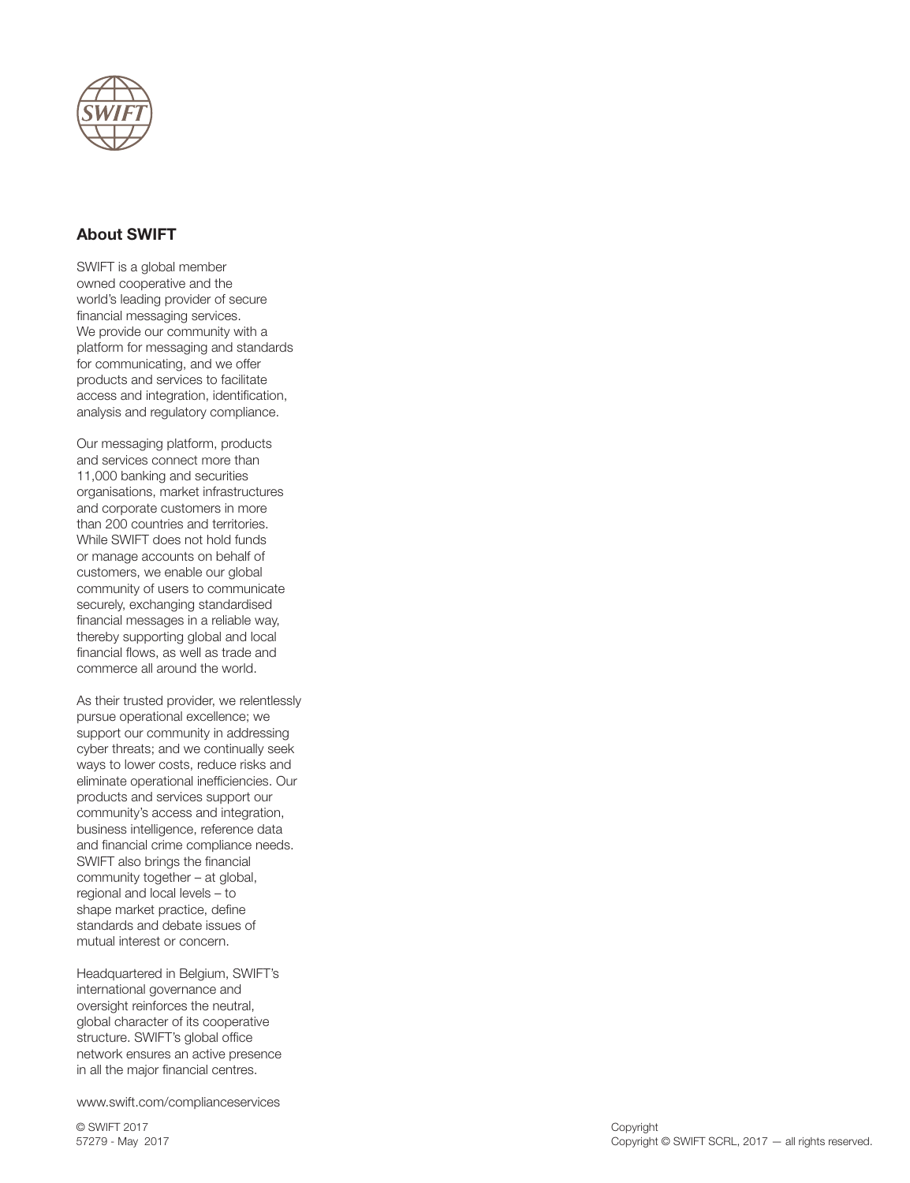## About SWIFT

SWIFT is a global member owned cooperative and the world's leading provider of secure financial messaging services. We provide our community with a platform for messaging and standards for communicating, and we offer products and services to facilitate access and integration, identification, analysis and regulatory compliance.

Our messaging platform, products and services connect more than 11,000 banking and securities organisations, market infrastructures and corporate customers in more than 200 countries and territories. While SWIFT does not hold funds or manage accounts on behalf of customers, we enable our global community of users to communicate securely, exchanging standardised financial messages in a reliable way, thereby supporting global and local financial flows, as well as trade and commerce all around the world.

As their trusted provider, we relentlessly pursue operational excellence; we support our community in addressing cyber threats; and we continually seek ways to lower costs, reduce risks and eliminate operational inefficiencies. Our products and services support our community's access and integration, business intelligence, reference data and financial crime compliance needs. SWIFT also brings the financial community together – at global, regional and local levels – to shape market practice, define standards and debate issues of mutual interest or concern.

Headquartered in Belgium, SWIFT's international governance and oversight reinforces the neutral, global character of its cooperative structure. SWIFT's global office network ensures an active presence in all the major financial centres.

www.swift.com/complianceservices

© SWIFT 2017
57279 - May 2017

Copyright
Copyright © SWIFT SCRL, 2017 — all rights reserved.